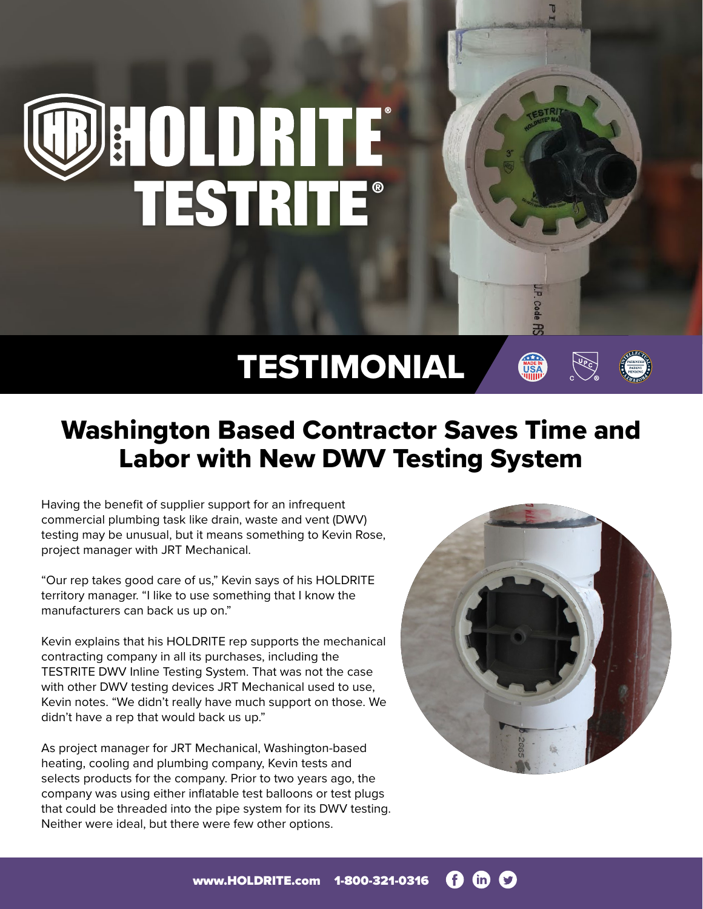# HOLDRITE® TESTRITE®

## TESTIMONIAL

## Washington Based Contractor Saves Time and Labor with New DWV Testing System

Having the benefit of supplier support for an infrequent commercial plumbing task like drain, waste and vent (DWV) testing may be unusual, but it means something to Kevin Rose, project manager with JRT Mechanical.

"Our rep takes good care of us," Kevin says of his HOLDRITE territory manager. "I like to use something that I know the manufacturers can back us up on."

Kevin explains that his HOLDRITE rep supports the mechanical contracting company in all its purchases, including the TESTRITE DWV Inline Testing System. That was not the case with other DWV testing devices JRT Mechanical used to use, Kevin notes. "We didn't really have much support on those. We didn't have a rep that would back us up."

As project manager for JRT Mechanical, Washington-based heating, cooling and plumbing company, Kevin tests and selects products for the company. Prior to two years ago, the company was using either inflatable test balloons or test plugs that could be threaded into the pipe system for its DWV testing. Neither were ideal, but there were few other options.

www.HOLDRITE.com 1-800-321-0316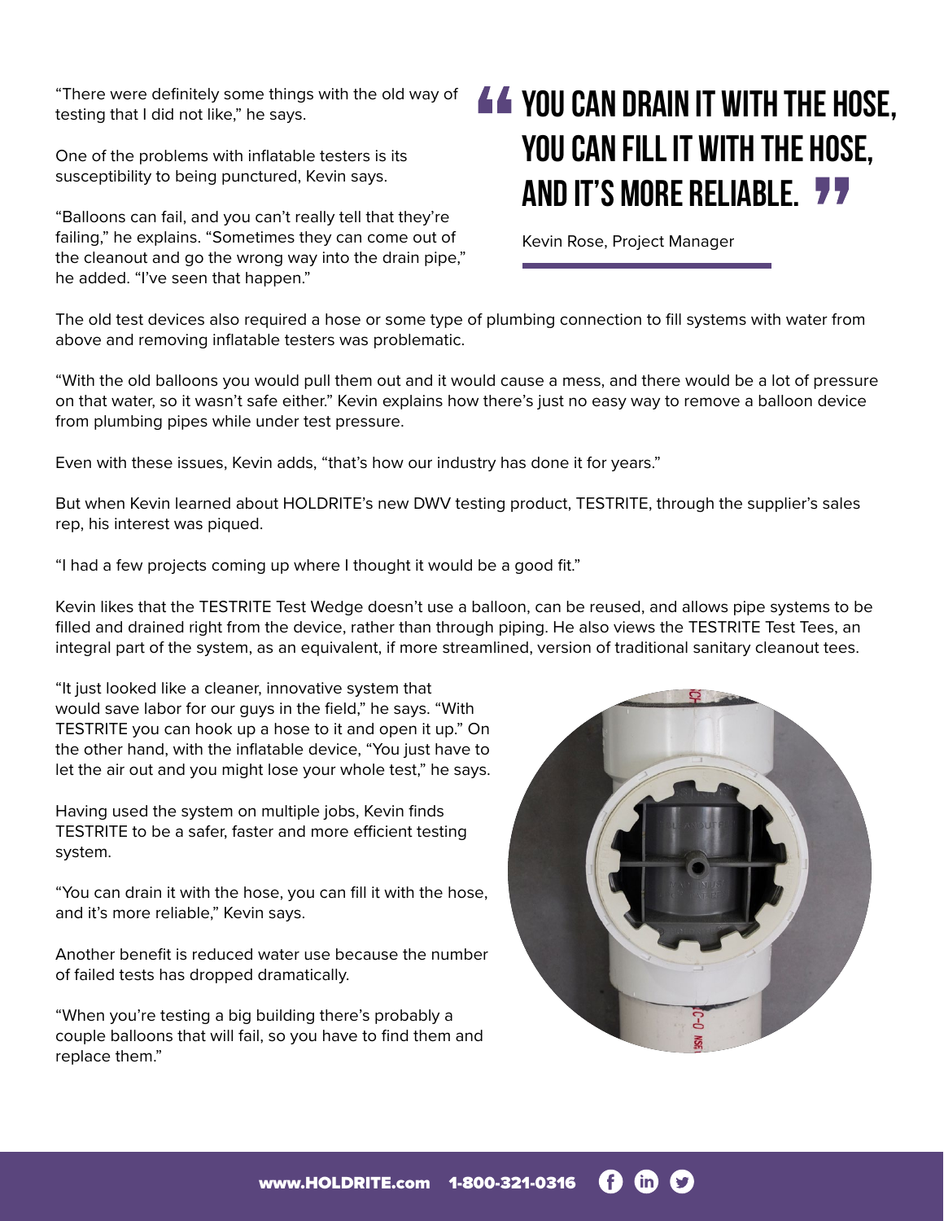"There were definitely some things with the old way of testing that I did not like," he says.

One of the problems with inflatable testers is its susceptibility to being punctured, Kevin says.

"Balloons can fail, and you can't really tell that they're failing," he explains. "Sometimes they can come out of the cleanout and go the wrong way into the drain pipe," he added. "I've seen that happen."

> **"YOU CAN DRAIN IT WITH THE HOSE, YOU CAN FILL IT WITH THE HOSE, AND IT'S MORE RELIABLE."**
>
> Kevin Rose, Project Manager

The old test devices also required a hose or some type of plumbing connection to fill systems with water from above and removing inflatable testers was problematic.

"With the old balloons you would pull them out and it would cause a mess, and there would be a lot of pressure on that water, so it wasn't safe either." Kevin explains how there's just no easy way to remove a balloon device from plumbing pipes while under test pressure.

Even with these issues, Kevin adds, "that's how our industry has done it for years."

But when Kevin learned about HOLDRITE's new DWV testing product, TESTRITE, through the supplier's sales rep, his interest was piqued.

"I had a few projects coming up where I thought it would be a good fit."

Kevin likes that the TESTRITE Test Wedge doesn't use a balloon, can be reused, and allows pipe systems to be filled and drained right from the device, rather than through piping. He also views the TESTRITE Test Tees, an integral part of the system, as an equivalent, if more streamlined, version of traditional sanitary cleanout tees.

"It just looked like a cleaner, innovative system that would save labor for our guys in the field," he says. "With TESTRITE you can hook up a hose to it and open it up." On the other hand, with the inflatable device, "You just have to let the air out and you might lose your whole test," he says.

Having used the system on multiple jobs, Kevin finds TESTRITE to be a safer, faster and more efficient testing system.

"You can drain it with the hose, you can fill it with the hose, and it's more reliable," Kevin says.

Another benefit is reduced water use because the number of failed tests has dropped dramatically.

"When you're testing a big building there's probably a couple balloons that will fail, so you have to find them and replace them."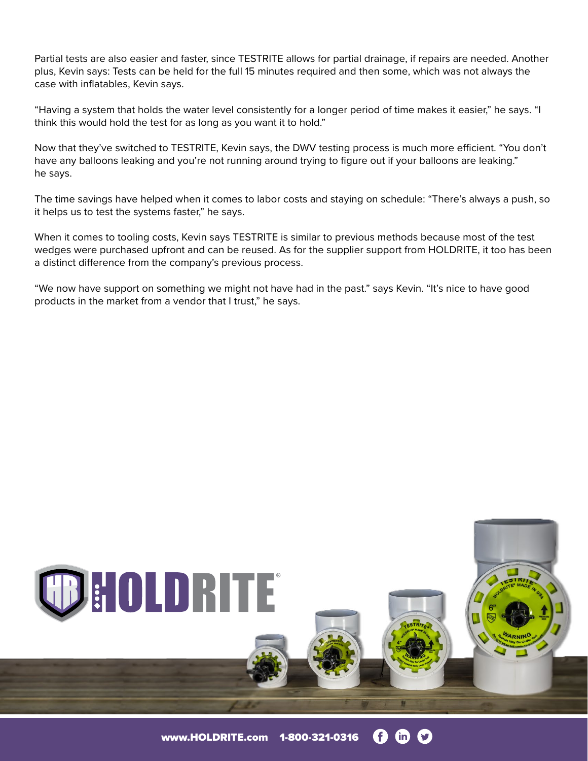Partial tests are also easier and faster, since TESTRITE allows for partial drainage, if repairs are needed. Another plus, Kevin says: Tests can be held for the full 15 minutes required and then some, which was not always the case with inflatables, Kevin says.

"Having a system that holds the water level consistently for a longer period of time makes it easier," he says. "I think this would hold the test for as long as you want it to hold."

Now that they've switched to TESTRITE, Kevin says, the DWV testing process is much more efficient. "You don't have any balloons leaking and you're not running around trying to figure out if your balloons are leaking." he says.

The time savings have helped when it comes to labor costs and staying on schedule: "There's always a push, so it helps us to test the systems faster," he says.

When it comes to tooling costs, Kevin says TESTRITE is similar to previous methods because most of the test wedges were purchased upfront and can be reused. As for the supplier support from HOLDRITE, it too has been a distinct difference from the company's previous process.

"We now have support on something we might not have had in the past." says Kevin. "It's nice to have good products in the market from a vendor that I trust," he says.

HOLDRITE®

www.HOLDRITE.com 1-800-321-0316